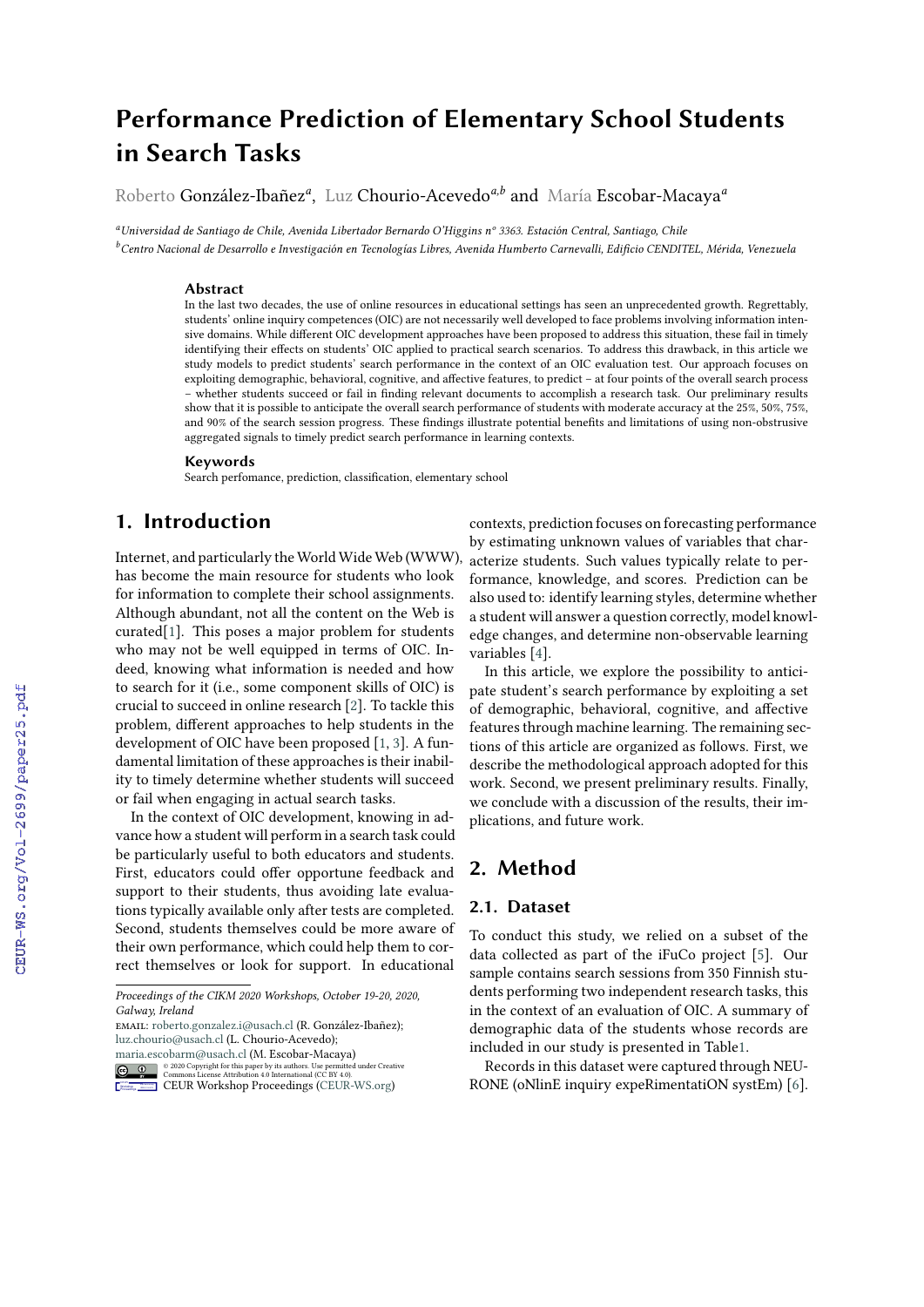# Performance Prediction of Elementary School Students in Search Tasks

Roberto González-Ibañez[a], Luz Chourio-Acevedo[a,b] and María Escobar-Macaya[a]

[a]*Universidad de Santiago de Chile, Avenida Libertador Bernardo O'Higgins nº 3363. Estación Central, Santiago, Chile*

[b]*Centro Nacional de Desarrollo e Investigación en Tecnologías Libres, Avenida Humberto Carnevalli, Edificio CENDITEL, Mérida, Venezuela*

### Abstract

In the last two decades, the use of online resources in educational settings has seen an unprecedented growth. Regrettably, students' online inquiry competences (OIC) are not necessarily well developed to face problems involving information intensive domains. While different OIC development approaches have been proposed to address this situation, these fail in timely identifying their effects on students' OIC applied to practical search scenarios. To address this drawback, in this article we study models to predict students' search performance in the context of an OIC evaluation test. Our approach focuses on exploiting demographic, behavioral, cognitive, and affective features, to predict – at four points of the overall search process – whether students succeed or fail in finding relevant documents to accomplish a research task. Our preliminary results show that it is possible to anticipate the overall search performance of students with moderate accuracy at the 25%, 50%, 75%, and 90% of the search session progress. These findings illustrate potential benefits and limitations of using non-obstrusive aggregated signals to timely predict search performance in learning contexts.

### Keywords

Search perfomance, prediction, classification, elementary school

## 1. Introduction

Internet, and particularly the World Wide Web (WWW), has become the main resource for students who look for information to complete their school assignments. Although abundant, not all the content on the Web is curated[1]. This poses a major problem for students who may not be well equipped in terms of OIC. Indeed, knowing what information is needed and how to search for it (i.e., some component skills of OIC) is crucial to succeed in online research [2]. To tackle this problem, different approaches to help students in the development of OIC have been proposed [1, 3]. A fundamental limitation of these approaches is their inability to timely determine whether students will succeed or fail when engaging in actual search tasks.

In the context of OIC development, knowing in advance how a student will perform in a search task could be particularly useful to both educators and students. First, educators could offer opportune feedback and support to their students, thus avoiding late evaluations typically available only after tests are completed. Second, students themselves could be more aware of their own performance, which could help them to correct themselves or look for support. In educational contexts, prediction focuses on forecasting performance by estimating unknown values of variables that characterize students. Such values typically relate to performance, knowledge, and scores. Prediction can be also used to: identify learning styles, determine whether a student will answer a question correctly, model knowledge changes, and determine non-observable learning variables [4].

In this article, we explore the possibility to anticipate student's search performance by exploiting a set of demographic, behavioral, cognitive, and affective features through machine learning. The remaining sections of this article are organized as follows. First, we describe the methodological approach adopted for this work. Second, we present preliminary results. Finally, we conclude with a discussion of the results, their implications, and future work.

## 2. Method

### 2.1. Dataset

To conduct this study, we relied on a subset of the data collected as part of the iFuCo project [5]. Our sample contains search sessions from 350 Finnish students performing two independent research tasks, this in the context of an evaluation of OIC. A summary of demographic data of the students whose records are included in our study is presented in Table1.

Records in this dataset were captured through NEURONE (oNlinE inquiry expeRimentatiON systEm) [6].

---

*Proceedings of the CIKM 2020 Workshops, October 19-20, 2020, Galway, Ireland*

email: roberto.gonzalez.i@usach.cl (R. González-Ibañez); luz.chourio@usach.cl (L. Chourio-Acevedo); maria.escobarm@usach.cl (M. Escobar-Macaya)

© 2020 Copyright for this paper by its authors. Use permitted under Creative Commons License Attribution 4.0 International (CC BY 4.0).

CEUR Workshop Proceedings (CEUR-WS.org)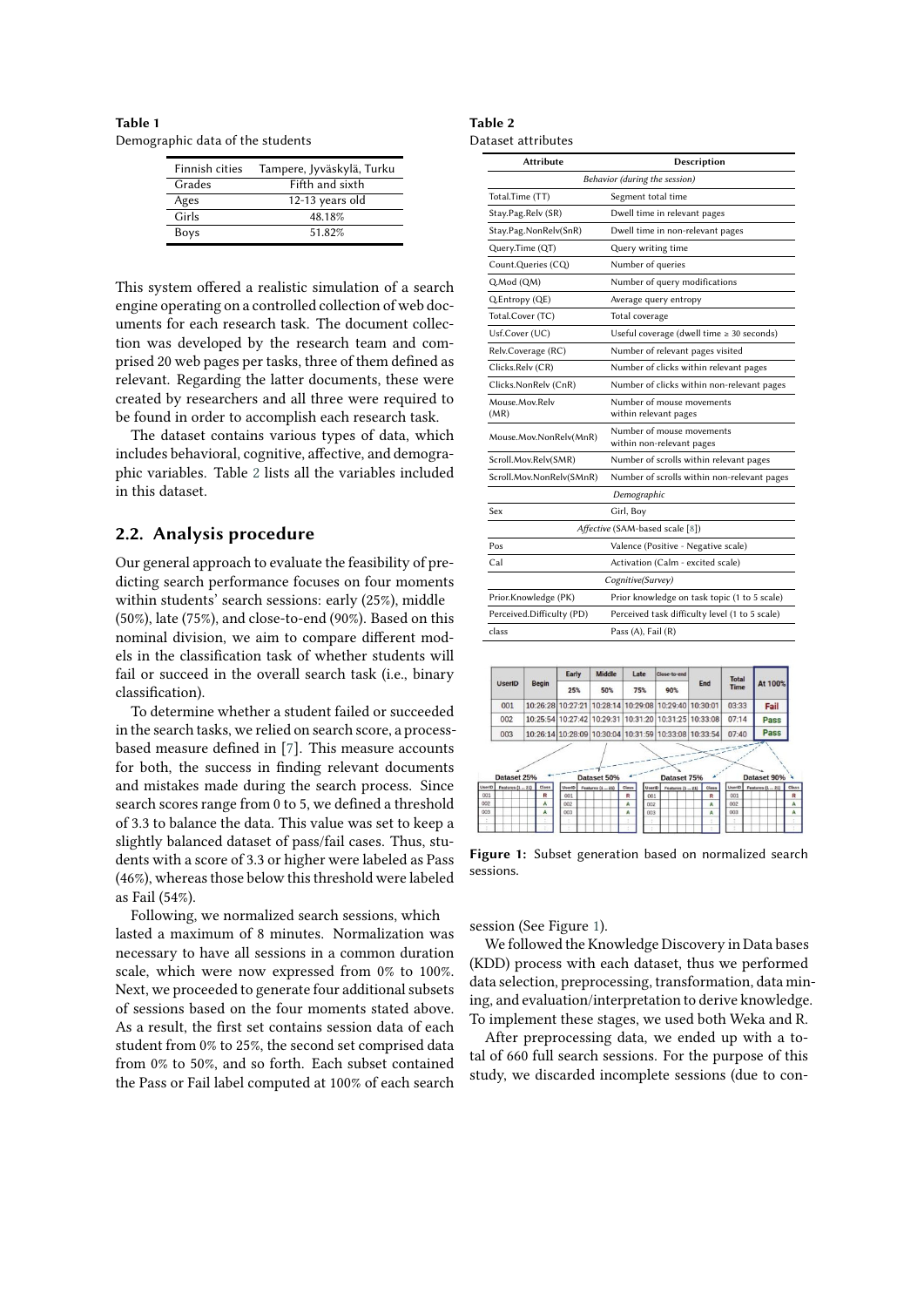**Table 1**
Demographic data of the students

| Finnish cities | Tampere, Jyväskylä, Turku |
|---|---|
| Grades | Fifth and sixth |
| Ages | 12-13 years old |
| Girls | 48.18% |
| Boys | 51.82% |

**Table 2**
Dataset attributes

| Attribute | Description |
|---|---|
| *Behavior (during the session)* | |
| Total.Time (TT) | Segment total time |
| Stay.Pag.Relv (SR) | Dwell time in relevant pages |
| Stay.Pag.NonRelv(SnR) | Dwell time in non-relevant pages |
| Query.Time (QT) | Query writing time |
| Count.Queries (CQ) | Number of queries |
| Q.Mod (QM) | Number of query modifications |
| Q.Entropy (QE) | Average query entropy |
| Total.Cover (TC) | Total coverage |
| Usf.Cover (UC) | Useful coverage (dwell time ≥ 30 seconds) |
| Relv.Coverage (RC) | Number of relevant pages visited |
| Clicks.Relv (CR) | Number of clicks within relevant pages |
| Clicks.NonRelv (CnR) | Number of clicks within non-relevant pages |
| Mouse.Mov.Relv (MR) | Number of mouse movements within relevant pages |
| Mouse.Mov.NonRelv(MnR) | Number of mouse movements within non-relevant pages |
| Scroll.Mov.Relv(SMR) | Number of scrolls within relevant pages |
| Scroll.Mov.NonRelv(SMnR) | Number of scrolls within non-relevant pages |
| *Demographic* | |
| Sex | Girl, Boy |
| *Affective* (SAM-based scale [8]) | |
| Pos | Valence (Positive - Negative scale) |
| Cal | Activation (Calm - excited scale) |
| *Cognitive(Survey)* | |
| Prior.Knowledge (PK) | Prior knowledge on task topic (1 to 5 scale) |
| Perceived.Difficulty (PD) | Perceived task difficulty level (1 to 5 scale) |
| class | Pass (A), Fail (R) |

This system offered a realistic simulation of a search engine operating on a controlled collection of web documents for each research task. The document collection was developed by the research team and comprised 20 web pages per tasks, three of them defined as relevant. Regarding the latter documents, these were created by researchers and all three were required to be found in order to accomplish each research task.

The dataset contains various types of data, which includes behavioral, cognitive, affective, and demographic variables. Table 2 lists all the variables included in this dataset.

## 2.2. Analysis procedure

Our general approach to evaluate the feasibility of predicting search performance focuses on four moments within students' search sessions: early (25%), middle (50%), late (75%), and close-to-end (90%). Based on this nominal division, we aim to compare different models in the classification task of whether students will fail or succeed in the overall search task (i.e., binary classification).

To determine whether a student failed or succeeded in the search tasks, we relied on search score, a process-based measure defined in [7]. This measure accounts for both, the success in finding relevant documents and mistakes made during the search process. Since search scores range from 0 to 5, we defined a threshold of 3.3 to balance the data. This value was set to keep a slightly balanced dataset of pass/fail cases. Thus, students with a score of 3.3 or higher were labeled as Pass (46%), whereas those below this threshold were labeled as Fail (54%).

Following, we normalized search sessions, which lasted a maximum of 8 minutes. Normalization was necessary to have all sessions in a common duration scale, which were now expressed from 0% to 100%. Next, we proceeded to generate four additional subsets of sessions based on the four moments stated above. As a result, the first set contains session data of each student from 0% to 25%, the second set comprised data from 0% to 50%, and so forth. Each subset contained the Pass or Fail label computed at 100% of each search session (See Figure 1).

**Figure 1:** Subset generation based on normalized search sessions.

We followed the Knowledge Discovery in Data bases (KDD) process with each dataset, thus we performed data selection, preprocessing, transformation, data mining, and evaluation/interpretation to derive knowledge. To implement these stages, we used both Weka and R.

After preprocessing data, we ended up with a total of 660 full search sessions. For the purpose of this study, we discarded incomplete sessions (due to con-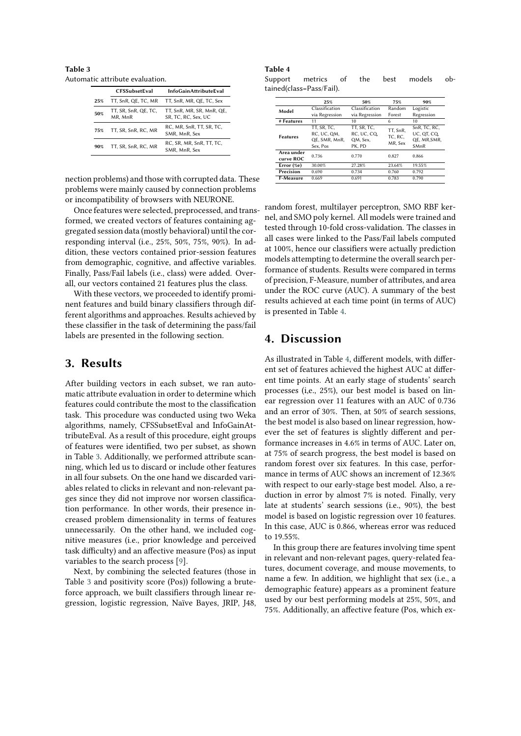**Table 3**
Automatic attribute evaluation.

| | CFSSubsetEval | InfoGainAttributeEval |
|---|---|---|
| **25%** | TT, SnR, QE, TC, MR | TT, SnR, MR, QE, TC, Sex |
| **50%** | TT, SR, SnR, QE, TC, MR, MnR | TT, SnR, MR, SR, MnR, QE, SR, TC, RC, Sex, UC |
| **75%** | TT, SR, SnR, RC, MR | RC, MR, SnR, TT, SR, TC, SMR, MnR, Sex |
| **90%** | TT, SR, SnR, RC, MR | RC, SR, MR, SnR, TT, TC, SMR, MnR, Sex |

nection problems) and those with corrupted data. These problems were mainly caused by connection problems or incompatibility of browsers with NEURONE.

Once features were selected, preprocessed, and transformed, we created vectors of features containing aggregated session data (mostly behavioral) until the corresponding interval (i.e., 25%, 50%, 75%, 90%). In addition, these vectors contained prior-session features from demographic, cognitive, and affective variables. Finally, Pass/Fail labels (i.e., class) were added. Overall, our vectors contained 21 features plus the class.

With these vectors, we proceeded to identify prominent features and build binary classifiers through different algorithms and approaches. Results achieved by these classifier in the task of determining the pass/fail labels are presented in the following section.

## 3. Results

After building vectors in each subset, we ran automatic attribute evaluation in order to determine which features could contribute the most to the classification task. This procedure was conducted using two Weka algorithms, namely, CFSSubsetEval and InfoGainAttributeEval. As a result of this procedure, eight groups of features were identified, two per subset, as shown in Table 3. Additionally, we performed attribute scanning, which led us to discard or include other features in all four subsets. On the one hand we discarded variables related to clicks in relevant and non-relevant pages since they did not improve nor worsen classification performance. In other words, their presence increased problem dimensionality in terms of features unnecessarily. On the other hand, we included cognitive measures (i.e., prior knowledge and perceived task difficulty) and an affective measure (Pos) as input variables to the search process [9].

Next, by combining the selected features (those in Table 3 and positivity score (Pos)) following a brute-force approach, we built classifiers through linear regression, logistic regression, Naïve Bayes, JRIP, J48, random forest, multilayer perceptron, SMO RBF kernel, and SMO poly kernel. All models were trained and tested through 10-fold cross-validation. The classes in all cases were linked to the Pass/Fail labels computed at 100%, hence our classifiers were actually prediction models attempting to determine the overall search performance of students. Results were compared in terms of precision, F-Measure, number of attributes, and area under the ROC curve (AUC). A summary of the best results achieved at each time point (in terms of AUC) is presented in Table 4.

**Table 4**
Support metrics of the best models obtained(class=Pass/Fail).

| | 25% | 50% | 75% | 90% |
|---|---|---|---|---|
| **Model** | Classification via Regression | Classification via Regression | Random Forest | Logistic Regression |
| **# Features** | 11 | 10 | 6 | 10 |
| **Features** | TT, SR, TC, RC, UC, QM, QE, SMR, MnR, Sex, Pos | TT, SR, TC, RC, UC, CQ, QM, Sex, PK, PD | TT, SnR, TC, RC, MR, Sex | SnR, TC, RC, UC, QT, CQ, QE, MR,SMR, SMnR |
| **Area under curve ROC** | 0.736 | 0.770 | 0.827 | 0.866 |
| **Error (%)** | 30.00% | 27.28% | 23.64% | 19.55% |
| **Precision** | 0.690 | 0.734 | 0.760 | 0.792 |
| **F-Measure** | 0.669 | 0.691 | 0.783 | 0.790 |

## 4. Discussion

As illustrated in Table 4, different models, with different set of features achieved the highest AUC at different time points. At an early stage of students' search processes (i,e., 25%), our best model is based on linear regression over 11 features with an AUC of 0.736 and an error of 30%. Then, at 50% of search sessions, the best model is also based on linear regression, however the set of features is slightly different and performance increases in 4.6% in terms of AUC. Later on, at 75% of search progress, the best model is based on random forest over six features. In this case, performance in terms of AUC shows an increment of 12.36% with respect to our early-stage best model. Also, a reduction in error by almost 7% is noted. Finally, very late at students' search sessions (i.e., 90%), the best model is based on logistic regression over 10 features. In this case, AUC is 0.866, whereas error was reduced to 19.55%.

In this group there are features involving time spent in relevant and non-relevant pages, query-related features, document coverage, and mouse movements, to name a few. In addition, we highlight that sex (i.e., a demographic feature) appears as a prominent feature used by our best performing models at 25%, 50%, and 75%. Additionally, an affective feature (Pos, which ex-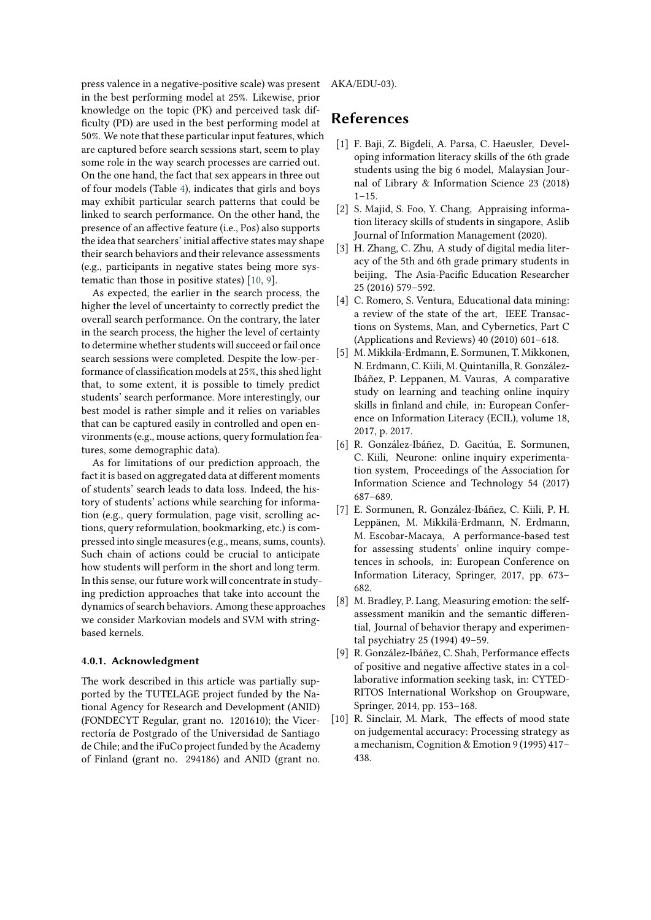press valence in a negative-positive scale) was present in the best performing model at 25%. Likewise, prior knowledge on the topic (PK) and perceived task difficulty (PD) are used in the best performing model at 50%. We note that these particular input features, which are captured before search sessions start, seem to play some role in the way search processes are carried out. On the one hand, the fact that sex appears in three out of four models (Table 4), indicates that girls and boys may exhibit particular search patterns that could be linked to search performance. On the other hand, the presence of an affective feature (i.e., Pos) also supports the idea that searchers' initial affective states may shape their search behaviors and their relevance assessments (e.g., participants in negative states being more systematic than those in positive states) [10, 9].

As expected, the earlier in the search process, the higher the level of uncertainty to correctly predict the overall search performance. On the contrary, the later in the search process, the higher the level of certainty to determine whether students will succeed or fail once search sessions were completed. Despite the low-performance of classification models at 25%, this shed light that, to some extent, it is possible to timely predict students' search performance. More interestingly, our best model is rather simple and it relies on variables that can be captured easily in controlled and open environments (e.g., mouse actions, query formulation features, some demographic data).

As for limitations of our prediction approach, the fact it is based on aggregated data at different moments of students' search leads to data loss. Indeed, the history of students' actions while searching for information (e.g., query formulation, page visit, scrolling actions, query reformulation, bookmarking, etc.) is compressed into single measures (e.g., means, sums, counts). Such chain of actions could be crucial to anticipate how students will perform in the short and long term. In this sense, our future work will concentrate in studying prediction approaches that take into account the dynamics of search behaviors. Among these approaches we consider Markovian models and SVM with string-based kernels.

#### 4.0.1. Acknowledgment

The work described in this article was partially supported by the TUTELAGE project funded by the National Agency for Research and Development (ANID) (FONDECYT Regular, grant no. 1201610); the Vicerrectoría de Postgrado of the Universidad de Santiago de Chile; and the iFuCo project funded by the Academy of Finland (grant no. 294186) and ANID (grant no. AKA/EDU-03).

## References

[1] F. Baji, Z. Bigdeli, A. Parsa, C. Haeusler, Developing information literacy skills of the 6th grade students using the big 6 model, Malaysian Journal of Library & Information Science 23 (2018) 1–15.

[2] S. Majid, S. Foo, Y. Chang, Appraising information literacy skills of students in singapore, Aslib Journal of Information Management (2020).

[3] H. Zhang, C. Zhu, A study of digital media literacy of the 5th and 6th grade primary students in beijing, The Asia-Pacific Education Researcher 25 (2016) 579–592.

[4] C. Romero, S. Ventura, Educational data mining: a review of the state of the art, IEEE Transactions on Systems, Man, and Cybernetics, Part C (Applications and Reviews) 40 (2010) 601–618.

[5] M. Mikkila-Erdmann, E. Sormunen, T. Mikkonen, N. Erdmann, C. Kiili, M. Quintanilla, R. González-Ibáñez, P. Leppanen, M. Vauras, A comparative study on learning and teaching online inquiry skills in finland and chile, in: European Conference on Information Literacy (ECIL), volume 18, 2017, p. 2017.

[6] R. González-Ibáñez, D. Gacitúa, E. Sormunen, C. Kiili, Neurone: online inquiry experimentation system, Proceedings of the Association for Information Science and Technology 54 (2017) 687–689.

[7] E. Sormunen, R. González-Ibáñez, C. Kiili, P. H. Leppänen, M. Mikkilä-Erdmann, N. Erdmann, M. Escobar-Macaya, A performance-based test for assessing students' online inquiry competences in schools, in: European Conference on Information Literacy, Springer, 2017, pp. 673–682.

[8] M. Bradley, P. Lang, Measuring emotion: the self-assessment manikin and the semantic differential, Journal of behavior therapy and experimental psychiatry 25 (1994) 49–59.

[9] R. González-Ibáñez, C. Shah, Performance effects of positive and negative affective states in a collaborative information seeking task, in: CYTED-RITOS International Workshop on Groupware, Springer, 2014, pp. 153–168.

[10] R. Sinclair, M. Mark, The effects of mood state on judgemental accuracy: Processing strategy as a mechanism, Cognition & Emotion 9 (1995) 417–438.